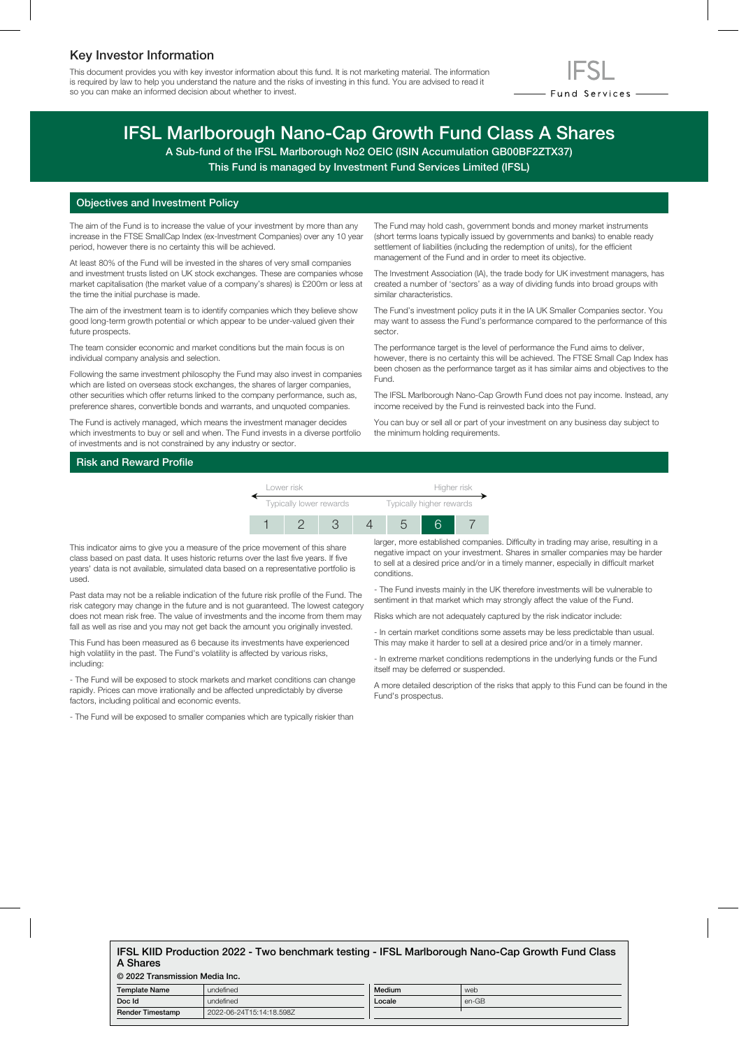## Key Investor Information

This document provides you with key investor information about this fund. It is not marketing material. The information is required by law to help you understand the nature and the risks of investing in this fund. You are advised to read it so you can make an informed decision about whether to invest.

IFSL Fund Services

# IFSL Marlborough Nano-Cap Growth Fund Class A Shares

A Sub-fund of the IFSL Marlborough No2 OEIC (ISIN Accumulation GB00BF2ZTX37)

This Fund is managed by Investment Fund Services Limited (IFSL)

## Objectives and Investment Policy

The aim of the Fund is to increase the value of your investment by more than any increase in the FTSE SmallCap Index (ex-Investment Companies) over any 10 year period, however there is no certainty this will be achieved.

At least 80% of the Fund will be invested in the shares of very small companies and investment trusts listed on UK stock exchanges. These are companies whose market capitalisation (the market value of a company's shares) is £200m or less at the time the initial purchase is made.

The aim of the investment team is to identify companies which they believe show good long-term growth potential or which appear to be under-valued given their future prospects.

The team consider economic and market conditions but the main focus is on individual company analysis and selection.

Following the same investment philosophy the Fund may also invest in companies which are listed on overseas stock exchanges, the shares of larger companies, other securities which offer returns linked to the company performance, such as, preference shares, convertible bonds and warrants, and unquoted companies.

The Fund is actively managed, which means the investment manager decides which investments to buy or sell and when. The Fund invests in a diverse portfolio of investments and is not constrained by any industry or sector.

The Fund may hold cash, government bonds and money market instruments (short terms loans typically issued by governments and banks) to enable ready settlement of liabilities (including the redemption of units), for the efficient management of the Fund and in order to meet its objective.

The Investment Association (IA), the trade body for UK investment managers, has created a number of 'sectors' as a way of dividing funds into broad groups with similar characteristics.

The Fund's investment policy puts it in the IA UK Smaller Companies sector. You may want to assess the Fund's performance compared to the performance of this sector.

The performance target is the level of performance the Fund aims to deliver, however, there is no certainty this will be achieved. The FTSE Small Cap Index has been chosen as the performance target as it has similar aims and objectives to the Fund.

The IFSL Marlborough Nano-Cap Growth Fund does not pay income. Instead, any income received by the Fund is reinvested back into the Fund.

You can buy or sell all or part of your investment on any business day subject to the minimum holding requirements.

## Risk and Reward Profile

| Lower risk | | | | | | Higher risk |
|---|---|---|---|---|---|---|
| Typically lower rewards | | | | | | Typically higher rewards |
| 1 | 2 | 3 | 4 | 5 | **6** | 7 |

This indicator aims to give you a measure of the price movement of this share class based on past data. It uses historic returns over the last five years. If five years' data is not available, simulated data based on a representative portfolio is used.

Past data may not be a reliable indication of the future risk profile of the Fund. The risk category may change in the future and is not guaranteed. The lowest category does not mean risk free. The value of investments and the income from them may fall as well as rise and you may not get back the amount you originally invested.

This Fund has been measured as 6 because its investments have experienced high volatility in the past. The Fund's volatility is affected by various risks, including:

- The Fund will be exposed to stock markets and market conditions can change rapidly. Prices can move irrationally and be affected unpredictably by diverse factors, including political and economic events.

- The Fund will be exposed to smaller companies which are typically riskier than larger, more established companies. Difficulty in trading may arise, resulting in a negative impact on your investment. Shares in smaller companies may be harder to sell at a desired price and/or in a timely manner, especially in difficult market conditions.

- The Fund invests mainly in the UK therefore investments will be vulnerable to sentiment in that market which may strongly affect the value of the Fund.

Risks which are not adequately captured by the risk indicator include:

- In certain market conditions some assets may be less predictable than usual. This may make it harder to sell at a desired price and/or in a timely manner.

- In extreme market conditions redemptions in the underlying funds or the Fund itself may be deferred or suspended.

A more detailed description of the risks that apply to this Fund can be found in the Fund's prospectus.

**IFSL KIID Production 2022 - Two benchmark testing - IFSL Marlborough Nano-Cap Growth Fund Class A Shares**

**© 2022 Transmission Media Inc.**

| Template Name | undefined | Medium | web |
|---|---|---|---|
| Doc Id | undefined | Locale | en-GB |
| Render Timestamp | 2022-06-24T15:14:18.598Z | | |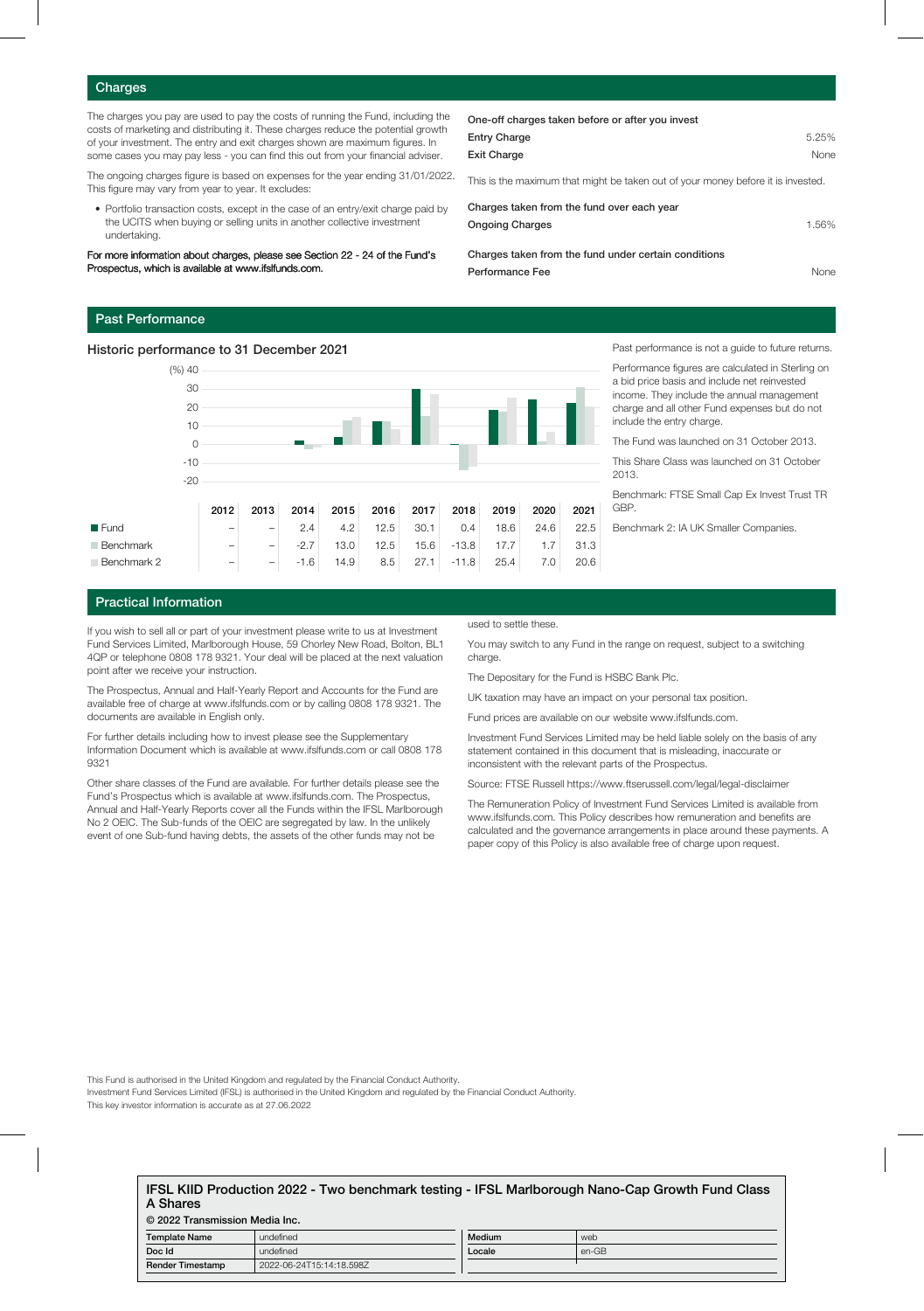## Charges

The charges you pay are used to pay the costs of running the Fund, including the costs of marketing and distributing it. These charges reduce the potential growth of your investment. The entry and exit charges shown are maximum figures. In some cases you may pay less - you can find this out from your financial adviser.

The ongoing charges figure is based on expenses for the year ending 31/01/2022. This figure may vary from year to year. It excludes:

- Portfolio transaction costs, except in the case of an entry/exit charge paid by the UCITS when buying or selling units in another collective investment undertaking.

**For more information about charges, please see Section 22 - 24 of the Fund's Prospectus, which is available at www.ifslfunds.com.**

| One-off charges taken before or after you invest | |
|---|---|
| Entry Charge | 5.25% |
| Exit Charge | None |

This is the maximum that might be taken out of your money before it is invested.

| Charges taken from the fund over each year | |
|---|---|
| Ongoing Charges | 1.56% |

| Charges taken from the fund under certain conditions | |
|---|---|
| Performance Fee | None |

## Past Performance

### Historic performance to 31 December 2021

(%) 40
30
20
10
0
-10
-20

| | 2012 | 2013 | 2014 | 2015 | 2016 | 2017 | 2018 | 2019 | 2020 | 2021 |
|---|---|---|---|---|---|---|---|---|---|---|
| Fund | – | – | 2.4 | 4.2 | 12.5 | 30.1 | 0.4 | 18.6 | 24.6 | 22.5 |
| Benchmark | – | – | -2.7 | 13.0 | 12.5 | 15.6 | -13.8 | 17.7 | 1.7 | 31.3 |
| Benchmark 2 | – | – | -1.6 | 14.9 | 8.5 | 27.1 | -11.8 | 25.4 | 7.0 | 20.6 |

Past performance is not a guide to future returns.

Performance figures are calculated in Sterling on a bid price basis and include net reinvested income. They include the annual management charge and all other Fund expenses but do not include the entry charge.

The Fund was launched on 31 October 2013.

This Share Class was launched on 31 October 2013.

Benchmark: FTSE Small Cap Ex Invest Trust TR GBP.

Benchmark 2: IA UK Smaller Companies.

## Practical Information

If you wish to sell all or part of your investment please write to us at Investment Fund Services Limited, Marlborough House, 59 Chorley New Road, Bolton, BL1 4QP or telephone 0808 178 9321. Your deal will be placed at the next valuation point after we receive your instruction.

The Prospectus, Annual and Half-Yearly Report and Accounts for the Fund are available free of charge at www.ifslfunds.com or by calling 0808 178 9321. The documents are available in English only.

For further details including how to invest please see the Supplementary Information Document which is available at www.ifslfunds.com or call 0808 178 9321

Other share classes of the Fund are available. For further details please see the Fund's Prospectus which is available at www.ifslfunds.com. The Prospectus, Annual and Half-Yearly Reports cover all the Funds within the IFSL Marlborough No 2 OEIC. The Sub-funds of the OEIC are segregated by law. In the unlikely event of one Sub-fund having debts, the assets of the other funds may not be used to settle these.

You may switch to any Fund in the range on request, subject to a switching charge.

The Depositary for the Fund is HSBC Bank Plc.

UK taxation may have an impact on your personal tax position.

Fund prices are available on our website www.ifslfunds.com.

Investment Fund Services Limited may be held liable solely on the basis of any statement contained in this document that is misleading, inaccurate or inconsistent with the relevant parts of the Prospectus.

Source: FTSE Russell https://www.ftserussell.com/legal/legal-disclaimer

The Remuneration Policy of Investment Fund Services Limited is available from www.ifslfunds.com. This Policy describes how remuneration and benefits are calculated and the governance arrangements in place around these payments. A paper copy of this Policy is also available free of charge upon request.

This Fund is authorised in the United Kingdom and regulated by the Financial Conduct Authority.
Investment Fund Services Limited (IFSL) is authorised in the United Kingdom and regulated by the Financial Conduct Authority.
This key investor information is accurate as at 27.06.2022